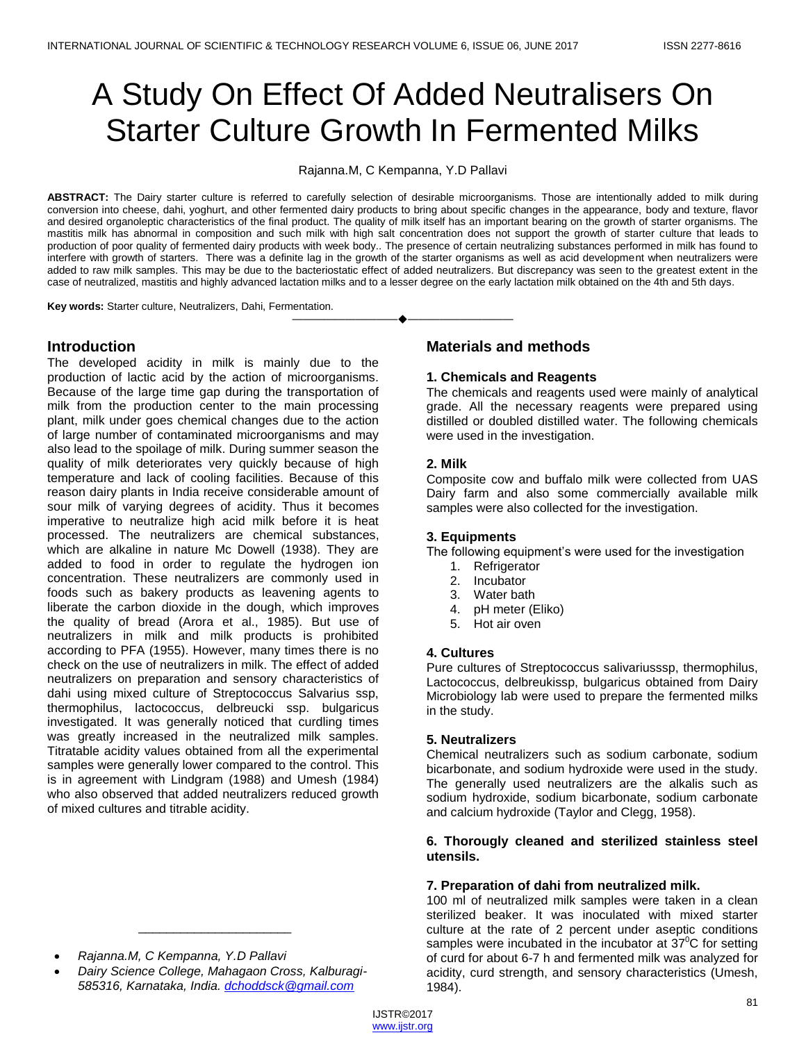# A Study On Effect Of Added Neutralisers On Starter Culture Growth In Fermented Milks

Rajanna.M, C Kempanna, Y.D Pallavi

**ABSTRACT:** The Dairy starter culture is referred to carefully selection of desirable microorganisms. Those are intentionally added to milk during conversion into cheese, dahi, yoghurt, and other fermented dairy products to bring about specific changes in the appearance, body and texture, flavor and desired organoleptic characteristics of the final product. The quality of milk itself has an important bearing on the growth of starter organisms. The mastitis milk has abnormal in composition and such milk with high salt concentration does not support the growth of starter culture that leads to production of poor quality of fermented dairy products with week body.. The presence of certain neutralizing substances performed in milk has found to interfere with growth of starters. There was a definite lag in the growth of the starter organisms as well as acid development when neutralizers were added to raw milk samples. This may be due to the bacteriostatic effect of added neutralizers. But discrepancy was seen to the greatest extent in the case of neutralized, mastitis and highly advanced lactation milks and to a lesser degree on the early lactation milk obtained on the 4th and 5th days.

**Key words:** Starter culture, Neutralizers, Dahi, Fermentation.

---

## Introduction

The developed acidity in milk is mainly due to the production of lactic acid by the action of microorganisms. Because of the large time gap during the transportation of milk from the production center to the main processing plant, milk under goes chemical changes due to the action of large number of contaminated microorganisms and may also lead to the spoilage of milk. During summer season the quality of milk deteriorates very quickly because of high temperature and lack of cooling facilities. Because of this reason dairy plants in India receive considerable amount of sour milk of varying degrees of acidity. Thus it becomes imperative to neutralize high acid milk before it is heat processed. The neutralizers are chemical substances, which are alkaline in nature Mc Dowell (1938). They are added to food in order to regulate the hydrogen ion concentration. These neutralizers are commonly used in foods such as bakery products as leavening agents to liberate the carbon dioxide in the dough, which improves the quality of bread (Arora et al., 1985). But use of neutralizers in milk and milk products is prohibited according to PFA (1955). However, many times there is no check on the use of neutralizers in milk. The effect of added neutralizers on preparation and sensory characteristics of dahi using mixed culture of Streptococcus Salvarius ssp, thermophilus, lactococcus, delbreucki ssp. bulgaricus investigated. It was generally noticed that curdling times was greatly increased in the neutralized milk samples. Titratable acidity values obtained from all the experimental samples were generally lower compared to the control. This is in agreement with Lindgram (1988) and Umesh (1984) who also observed that added neutralizers reduced growth of mixed cultures and titrable acidity.

---

- *Rajanna.M, C Kempanna, Y.D Pallavi*
- *Dairy Science College, Mahagaon Cross, Kalburagi-585316, Karnataka, India. dchoddsck@gmail.com*

## Materials and methods

### 1. Chemicals and Reagents

The chemicals and reagents used were mainly of analytical grade. All the necessary reagents were prepared using distilled or doubled distilled water. The following chemicals were used in the investigation.

### 2. Milk

Composite cow and buffalo milk were collected from UAS Dairy farm and also some commercially available milk samples were also collected for the investigation.

### 3. Equipments

The following equipment's were used for the investigation

1. Refrigerator
2. Incubator
3. Water bath
4. pH meter (Eliko)
5. Hot air oven

### 4. Cultures

Pure cultures of Streptococcus salivariusssp, thermophilus, Lactococcus, delbreukissp, bulgaricus obtained from Dairy Microbiology lab were used to prepare the fermented milks in the study.

### 5. Neutralizers

Chemical neutralizers such as sodium carbonate, sodium bicarbonate, and sodium hydroxide were used in the study. The generally used neutralizers are the alkalis such as sodium hydroxide, sodium bicarbonate, sodium carbonate and calcium hydroxide (Taylor and Clegg, 1958).

### 6. Thorougly cleaned and sterilized stainless steel utensils.

### 7. Preparation of dahi from neutralized milk.

100 ml of neutralized milk samples were taken in a clean sterilized beaker. It was inoculated with mixed starter culture at the rate of 2 percent under aseptic conditions samples were incubated in the incubator at $37^0$C for setting of curd for about 6-7 h and fermented milk was analyzed for acidity, curd strength, and sensory characteristics (Umesh, 1984).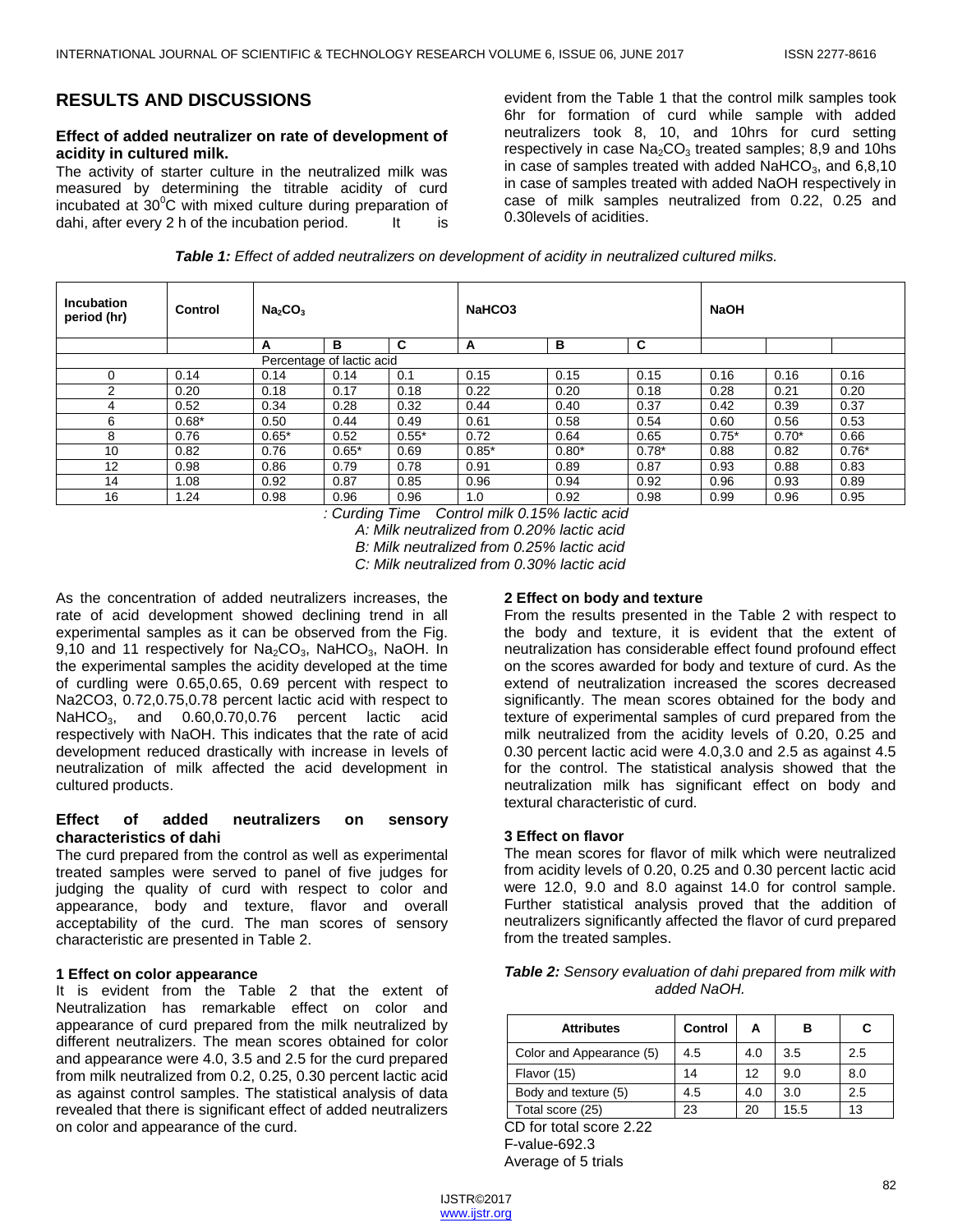## RESULTS AND DISCUSSIONS

### Effect of added neutralizer on rate of development of acidity in cultured milk.

The activity of starter culture in the neutralized milk was measured by determining the titrable acidity of curd incubated at $30^0$C with mixed culture during preparation of dahi, after every 2 h of the incubation period. It is evident from the Table 1 that the control milk samples took 6hr for formation of curd while sample with added neutralizers took 8, 10, and 10hrs for curd setting respectively in case $Na_2CO_3$ treated samples; 8,9 and 10hs in case of samples treated with added $NaHCO_3$, and 6,8,10 in case of samples treated with added NaOH respectively in case of milk samples neutralized from 0.22, 0.25 and 0.30levels of acidities.

***Table 1:*** *Effect of added neutralizers on development of acidity in neutralized cultured milks.*

| Incubation period (hr) | Control | $Na_2CO_3$ | | | NaHCO3 | | | NaOH | | |
|---|---|---|---|---|---|---|---|---|---|---|
| | | A | B | C | A | B | C | | | |
| Percentage of lactic acid | | | | | | | | | | |
| 0 | 0.14 | 0.14 | 0.14 | 0.1 | 0.15 | 0.15 | 0.15 | 0.16 | 0.16 | 0.16 |
| 2 | 0.20 | 0.18 | 0.17 | 0.18 | 0.22 | 0.20 | 0.18 | 0.28 | 0.21 | 0.20 |
| 4 | 0.52 | 0.34 | 0.28 | 0.32 | 0.44 | 0.40 | 0.37 | 0.42 | 0.39 | 0.37 |
| 6 | 0.68* | 0.50 | 0.44 | 0.49 | 0.61 | 0.58 | 0.54 | 0.60 | 0.56 | 0.53 |
| 8 | 0.76 | 0.65* | 0.52 | 0.55* | 0.72 | 0.64 | 0.65 | 0.75* | 0.70* | 0.66 |
| 10 | 0.82 | 0.76 | 0.65* | 0.69 | 0.85* | 0.80* | 0.78* | 0.88 | 0.82 | 0.76* |
| 12 | 0.98 | 0.86 | 0.79 | 0.78 | 0.91 | 0.89 | 0.87 | 0.93 | 0.88 | 0.83 |
| 14 | 1.08 | 0.92 | 0.87 | 0.85 | 0.96 | 0.94 | 0.92 | 0.96 | 0.93 | 0.89 |
| 16 | 1.24 | 0.98 | 0.96 | 0.96 | 1.0 | 0.92 | 0.98 | 0.99 | 0.96 | 0.95 |

*: Curding Time Control milk 0.15% lactic acid*
*A: Milk neutralized from 0.20% lactic acid*
*B: Milk neutralized from 0.25% lactic acid*
*C: Milk neutralized from 0.30% lactic acid*

As the concentration of added neutralizers increases, the rate of acid development showed declining trend in all experimental samples as it can be observed from the Fig. 9,10 and 11 respectively for $Na_2CO_3$, $NaHCO_3$, NaOH. In the experimental samples the acidity developed at the time of curdling were 0.65,0.65, 0.69 percent with respect to Na2CO3, 0.72,0.75,0.78 percent lactic acid with respect to $NaHCO_3$, and 0.60,0.70,0.76 percent lactic acid respectively with NaOH. This indicates that the rate of acid development reduced drastically with increase in levels of neutralization of milk affected the acid development in cultured products.

### Effect of added neutralizers on sensory characteristics of dahi

The curd prepared from the control as well as experimental treated samples were served to panel of five judges for judging the quality of curd with respect to color and appearance, body and texture, flavor and overall acceptability of the curd. The man scores of sensory characteristic are presented in Table 2.

#### 1 Effect on color appearance

It is evident from the Table 2 that the extent of Neutralization has remarkable effect on color and appearance of curd prepared from the milk neutralized by different neutralizers. The mean scores obtained for color and appearance were 4.0, 3.5 and 2.5 for the curd prepared from milk neutralized from 0.2, 0.25, 0.30 percent lactic acid as against control samples. The statistical analysis of data revealed that there is significant effect of added neutralizers on color and appearance of the curd.

#### 2 Effect on body and texture

From the results presented in the Table 2 with respect to the body and texture, it is evident that the extent of neutralization has considerable effect found profound effect on the scores awarded for body and texture of curd. As the extend of neutralization increased the scores decreased significantly. The mean scores obtained for the body and texture of experimental samples of curd prepared from the milk neutralized from the acidity levels of 0.20, 0.25 and 0.30 percent lactic acid were 4.0,3.0 and 2.5 as against 4.5 for the control. The statistical analysis showed that the neutralization milk has significant effect on body and textural characteristic of curd.

#### 3 Effect on flavor

The mean scores for flavor of milk which were neutralized from acidity levels of 0.20, 0.25 and 0.30 percent lactic acid were 12.0, 9.0 and 8.0 against 14.0 for control sample. Further statistical analysis proved that the addition of neutralizers significantly affected the flavor of curd prepared from the treated samples.

***Table 2:*** *Sensory evaluation of dahi prepared from milk with added NaOH.*

| Attributes | Control | A | B | C |
|---|---|---|---|---|
| Color and Appearance (5) | 4.5 | 4.0 | 3.5 | 2.5 |
| Flavor (15) | 14 | 12 | 9.0 | 8.0 |
| Body and texture (5) | 4.5 | 4.0 | 3.0 | 2.5 |
| Total score (25) | 23 | 20 | 15.5 | 13 |

CD for total score 2.22
F-value-692.3
Average of 5 trials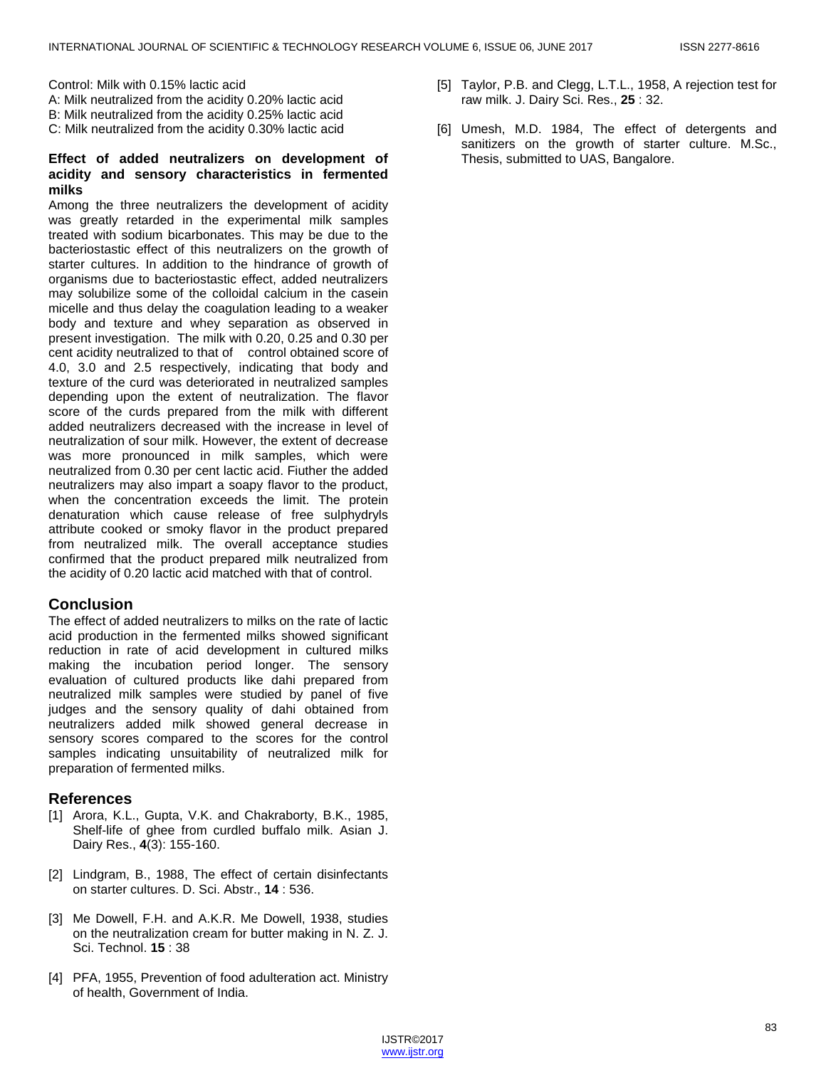Control: Milk with 0.15% lactic acid
A: Milk neutralized from the acidity 0.20% lactic acid
B: Milk neutralized from the acidity 0.25% lactic acid
C: Milk neutralized from the acidity 0.30% lactic acid

### Effect of added neutralizers on development of acidity and sensory characteristics in fermented milks

Among the three neutralizers the development of acidity was greatly retarded in the experimental milk samples treated with sodium bicarbonates. This may be due to the bacteriostastic effect of this neutralizers on the growth of starter cultures. In addition to the hindrance of growth of organisms due to bacteriostastic effect, added neutralizers may solubilize some of the colloidal calcium in the casein micelle and thus delay the coagulation leading to a weaker body and texture and whey separation as observed in present investigation. The milk with 0.20, 0.25 and 0.30 per cent acidity neutralized to that of control obtained score of 4.0, 3.0 and 2.5 respectively, indicating that body and texture of the curd was deteriorated in neutralized samples depending upon the extent of neutralization. The flavor score of the curds prepared from the milk with different added neutralizers decreased with the increase in level of neutralization of sour milk. However, the extent of decrease was more pronounced in milk samples, which were neutralized from 0.30 per cent lactic acid. Fiuther the added neutralizers may also impart a soapy flavor to the product, when the concentration exceeds the limit. The protein denaturation which cause release of free sulphydryls attribute cooked or smoky flavor in the product prepared from neutralized milk. The overall acceptance studies confirmed that the product prepared milk neutralized from the acidity of 0.20 lactic acid matched with that of control.

## Conclusion

The effect of added neutralizers to milks on the rate of lactic acid production in the fermented milks showed significant reduction in rate of acid development in cultured milks making the incubation period longer. The sensory evaluation of cultured products like dahi prepared from neutralized milk samples were studied by panel of five judges and the sensory quality of dahi obtained from neutralizers added milk showed general decrease in sensory scores compared to the scores for the control samples indicating unsuitability of neutralized milk for preparation of fermented milks.

## References

[1] Arora, K.L., Gupta, V.K. and Chakraborty, B.K., 1985, Shelf-life of ghee from curdled buffalo milk. Asian J. Dairy Res., **4**(3): 155-160.

[2] Lindgram, B., 1988, The effect of certain disinfectants on starter cultures. D. Sci. Abstr., **14** : 536.

[3] Me Dowell, F.H. and A.K.R. Me Dowell, 1938, studies on the neutralization cream for butter making in N. Z. J. Sci. Technol. **15** : 38

[4] PFA, 1955, Prevention of food adulteration act. Ministry of health, Government of India.

[5] Taylor, P.B. and Clegg, L.T.L., 1958, A rejection test for raw milk. J. Dairy Sci. Res., **25** : 32.

[6] Umesh, M.D. 1984, The effect of detergents and sanitizers on the growth of starter culture. M.Sc., Thesis, submitted to UAS, Bangalore.